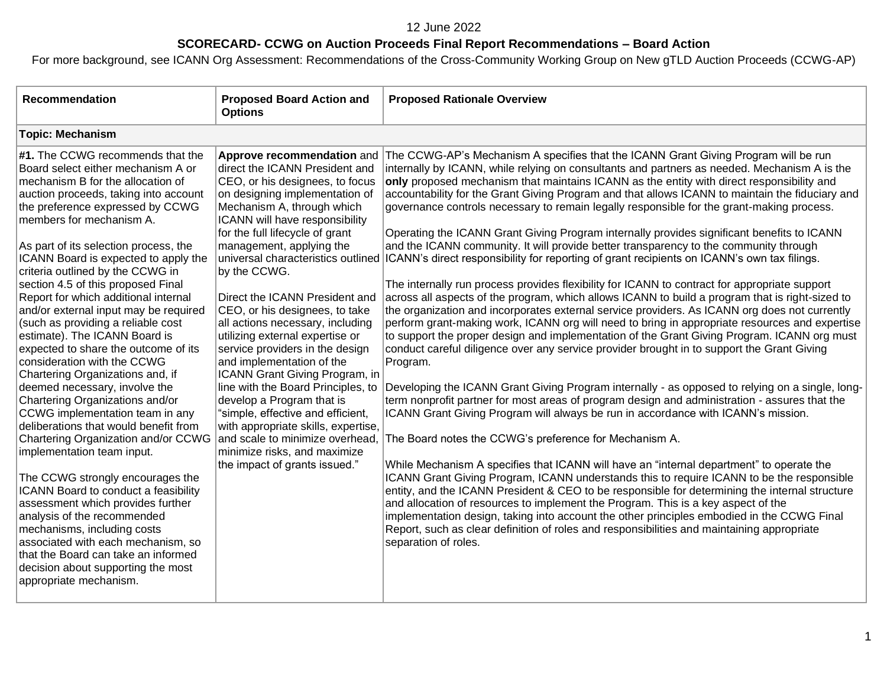12 June 2022

**SCORECARD- CCWG on Auction Proceeds Final Report Recommendations – Board Action**

For more background, see ICANN Org Assessment: Recommendations of the Cross-Community Working Group on New gTLD Auction Proceeds (CCWG-AP)

| Recommendation | Proposed Board Action and Options | Proposed Rationale Overview |
|---|---|---|
| **Topic: Mechanism** | | |
| **#1.** The CCWG recommends that the Board select either mechanism A or mechanism B for the allocation of auction proceeds, taking into account the preference expressed by CCWG members for mechanism A.<br><br>As part of its selection process, the ICANN Board is expected to apply the criteria outlined by the CCWG in section 4.5 of this proposed Final Report for which additional internal and/or external input may be required (such as providing a reliable cost estimate). The ICANN Board is expected to share the outcome of its consideration with the CCWG Chartering Organizations and, if deemed necessary, involve the Chartering Organizations and/or CCWG implementation team in any deliberations that would benefit from Chartering Organization and/or CCWG implementation team input.<br><br>The CCWG strongly encourages the ICANN Board to conduct a feasibility assessment which provides further analysis of the recommended mechanisms, including costs associated with each mechanism, so that the Board can take an informed decision about supporting the most appropriate mechanism. | **Approve recommendation** and direct the ICANN President and CEO, or his designees, to focus on designing implementation of Mechanism A, through which ICANN will have responsibility for the full lifecycle of grant management, applying the universal characteristics outlined by the CCWG.<br><br>Direct the ICANN President and CEO, or his designees, to take all actions necessary, including utilizing external expertise or service providers in the design and implementation of the ICANN Grant Giving Program, in line with the Board Principles, to develop a Program that is "simple, effective and efficient, with appropriate skills, expertise, and scale to minimize overhead, minimize risks, and maximize the impact of grants issued." | The CCWG-AP's Mechanism A specifies that the ICANN Grant Giving Program will be run internally by ICANN, while relying on consultants and partners as needed. Mechanism A is the **only** proposed mechanism that maintains ICANN as the entity with direct responsibility and accountability for the Grant Giving Program and that allows ICANN to maintain the fiduciary and governance controls necessary to remain legally responsible for the grant-making process.<br><br>Operating the ICANN Grant Giving Program internally provides significant benefits to ICANN and the ICANN community. It will provide better transparency to the community through ICANN's direct responsibility for reporting of grant recipients on ICANN's own tax filings.<br><br>The internally run process provides flexibility for ICANN to contract for appropriate support across all aspects of the program, which allows ICANN to build a program that is right-sized to the organization and incorporates external service providers. As ICANN org does not currently perform grant-making work, ICANN org will need to bring in appropriate resources and expertise to support the proper design and implementation of the Grant Giving Program. ICANN org must conduct careful diligence over any service provider brought in to support the Grant Giving Program.<br><br>Developing the ICANN Grant Giving Program internally - as opposed to relying on a single, long-term nonprofit partner for most areas of program design and administration - assures that the ICANN Grant Giving Program will always be run in accordance with ICANN's mission.<br><br>The Board notes the CCWG's preference for Mechanism A.<br><br>While Mechanism A specifies that ICANN will have an "internal department" to operate the ICANN Grant Giving Program, ICANN understands this to require ICANN to be the responsible entity, and the ICANN President & CEO to be responsible for determining the internal structure and allocation of resources to implement the Program. This is a key aspect of the implementation design, taking into account the other principles embodied in the CCWG Final Report, such as clear definition of roles and responsibilities and maintaining appropriate separation of roles. |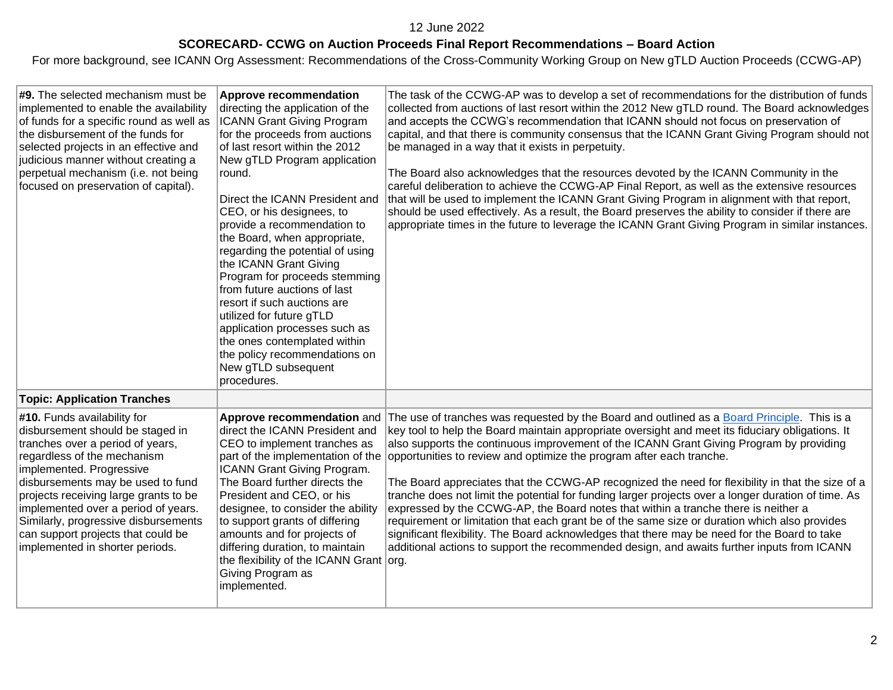12 June 2022

**SCORECARD- CCWG on Auction Proceeds Final Report Recommendations – Board Action**

For more background, see ICANN Org Assessment: Recommendations of the Cross-Community Working Group on New gTLD Auction Proceeds (CCWG-AP)

| | | |
|---|---|---|
| **#9.** The selected mechanism must be implemented to enable the availability of funds for a specific round as well as the disbursement of the funds for selected projects in an effective and judicious manner without creating a perpetual mechanism (i.e. not being focused on preservation of capital). | **Approve recommendation** directing the application of the ICANN Grant Giving Program for the proceeds from auctions of last resort within the 2012 New gTLD Program application round.<br><br>Direct the ICANN President and CEO, or his designees, to provide a recommendation to the Board, when appropriate, regarding the potential of using the ICANN Grant Giving Program for proceeds stemming from future auctions of last resort if such auctions are utilized for future gTLD application processes such as the ones contemplated within the policy recommendations on New gTLD subsequent procedures. | The task of the CCWG-AP was to develop a set of recommendations for the distribution of funds collected from auctions of last resort within the 2012 New gTLD round. The Board acknowledges and accepts the CCWG's recommendation that ICANN should not focus on preservation of capital, and that there is community consensus that the ICANN Grant Giving Program should not be managed in a way that it exists in perpetuity.<br><br>The Board also acknowledges that the resources devoted by the ICANN Community in the careful deliberation to achieve the CCWG-AP Final Report, as well as the extensive resources that will be used to implement the ICANN Grant Giving Program in alignment with that report, should be used effectively. As a result, the Board preserves the ability to consider if there are appropriate times in the future to leverage the ICANN Grant Giving Program in similar instances. |
| **Topic: Application Tranches** | | |
| **#10.** Funds availability for disbursement should be staged in tranches over a period of years, regardless of the mechanism implemented. Progressive disbursements may be used to fund projects receiving large grants to be implemented over a period of years. Similarly, progressive disbursements can support projects that could be implemented in shorter periods. | **Approve recommendation** and direct the ICANN President and CEO to implement tranches as part of the implementation of the ICANN Grant Giving Program. The Board further directs the President and CEO, or his designee, to consider the ability to support grants of differing amounts and for projects of differing duration, to maintain the flexibility of the ICANN Grant Giving Program as implemented. | The use of tranches was requested by the Board and outlined as a Board Principle. This is a key tool to help the Board maintain appropriate oversight and meet its fiduciary obligations. It also supports the continuous improvement of the ICANN Grant Giving Program by providing opportunities to review and optimize the program after each tranche.<br><br>The Board appreciates that the CCWG-AP recognized the need for flexibility in that the size of a tranche does not limit the potential for funding larger projects over a longer duration of time. As expressed by the CCWG-AP, the Board notes that within a tranche there is neither a requirement or limitation that each grant be of the same size or duration which also provides significant flexibility. The Board acknowledges that there may be need for the Board to take additional actions to support the recommended design, and awaits further inputs from ICANN org. |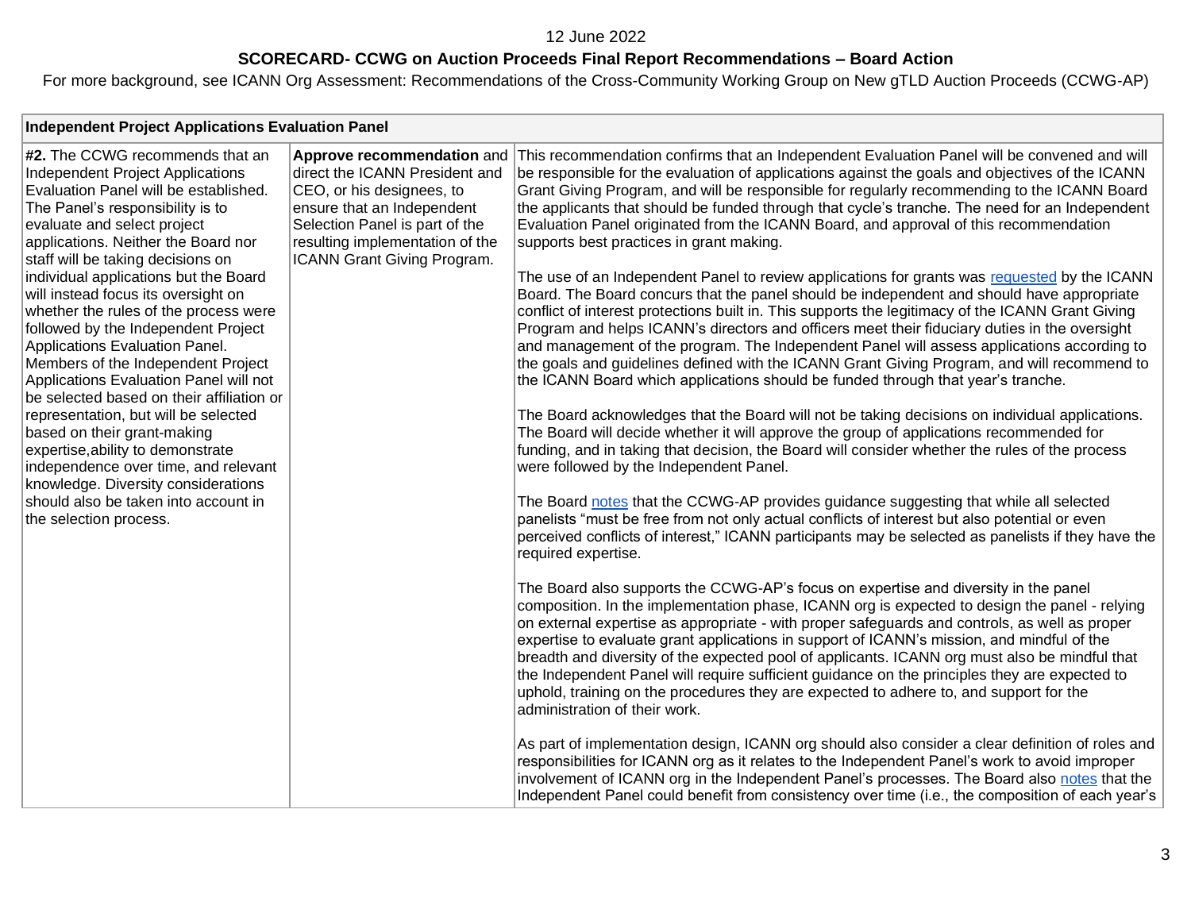12 June 2022

**SCORECARD- CCWG on Auction Proceeds Final Report Recommendations – Board Action**

For more background, see ICANN Org Assessment: Recommendations of the Cross-Community Working Group on New gTLD Auction Proceeds (CCWG-AP)

| **Independent Project Applications Evaluation Panel** | | |
|---|---|---|
| **#2.** The CCWG recommends that an Independent Project Applications Evaluation Panel will be established. The Panel's responsibility is to evaluate and select project applications. Neither the Board nor staff will be taking decisions on individual applications but the Board will instead focus its oversight on whether the rules of the process were followed by the Independent Project Applications Evaluation Panel. Members of the Independent Project Applications Evaluation Panel will not be selected based on their affiliation or representation, but will be selected based on their grant-making expertise,ability to demonstrate independence over time, and relevant knowledge. Diversity considerations should also be taken into account in the selection process. | **Approve recommendation** and direct the ICANN President and CEO, or his designees, to ensure that an Independent Selection Panel is part of the resulting implementation of the ICANN Grant Giving Program. | This recommendation confirms that an Independent Evaluation Panel will be convened and will be responsible for the evaluation of applications against the goals and objectives of the ICANN Grant Giving Program, and will be responsible for regularly recommending to the ICANN Board the applicants that should be funded through that cycle's tranche. The need for an Independent Evaluation Panel originated from the ICANN Board, and approval of this recommendation supports best practices in grant making.<br><br>The use of an Independent Panel to review applications for grants was requested by the ICANN Board. The Board concurs that the panel should be independent and should have appropriate conflict of interest protections built in. This supports the legitimacy of the ICANN Grant Giving Program and helps ICANN's directors and officers meet their fiduciary duties in the oversight and management of the program. The Independent Panel will assess applications according to the goals and guidelines defined with the ICANN Grant Giving Program, and will recommend to the ICANN Board which applications should be funded through that year's tranche.<br><br>The Board acknowledges that the Board will not be taking decisions on individual applications. The Board will decide whether it will approve the group of applications recommended for funding, and in taking that decision, the Board will consider whether the rules of the process were followed by the Independent Panel.<br><br>The Board notes that the CCWG-AP provides guidance suggesting that while all selected panelists "must be free from not only actual conflicts of interest but also potential or even perceived conflicts of interest," ICANN participants may be selected as panelists if they have the required expertise.<br><br>The Board also supports the CCWG-AP's focus on expertise and diversity in the panel composition. In the implementation phase, ICANN org is expected to design the panel - relying on external expertise as appropriate - with proper safeguards and controls, as well as proper expertise to evaluate grant applications in support of ICANN's mission, and mindful of the breadth and diversity of the expected pool of applicants. ICANN org must also be mindful that the Independent Panel will require sufficient guidance on the principles they are expected to uphold, training on the procedures they are expected to adhere to, and support for the administration of their work.<br><br>As part of implementation design, ICANN org should also consider a clear definition of roles and responsibilities for ICANN org as it relates to the Independent Panel's work to avoid improper involvement of ICANN org in the Independent Panel's processes. The Board also notes that the Independent Panel could benefit from consistency over time (i.e., the composition of each year's |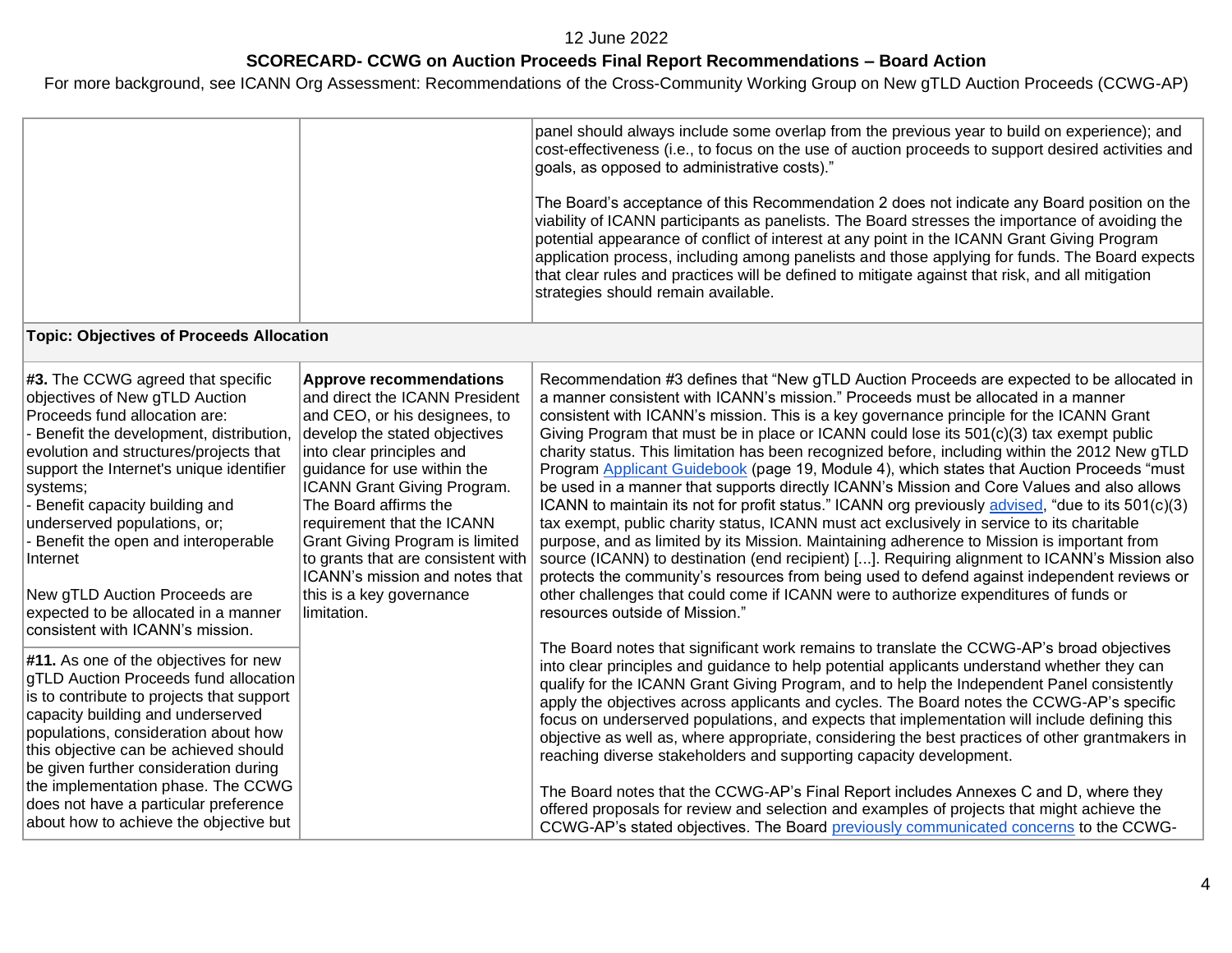| | | |
|---|---|---|
| | | panel should always include some overlap from the previous year to build on experience); and cost-effectiveness (i.e., to focus on the use of auction proceeds to support desired activities and goals, as opposed to administrative costs)."<br><br>The Board's acceptance of this Recommendation 2 does not indicate any Board position on the viability of ICANN participants as panelists. The Board stresses the importance of avoiding the potential appearance of conflict of interest at any point in the ICANN Grant Giving Program application process, including among panelists and those applying for funds. The Board expects that clear rules and practices will be defined to mitigate against that risk, and all mitigation strategies should remain available. |
| **Topic: Objectives of Proceeds Allocation** | | |
| **#3.** The CCWG agreed that specific objectives of New gTLD Auction Proceeds fund allocation are:<br>- Benefit the development, distribution, evolution and structures/projects that support the Internet's unique identifier systems;<br>- Benefit capacity building and underserved populations, or;<br>- Benefit the open and interoperable Internet<br><br>New gTLD Auction Proceeds are expected to be allocated in a manner consistent with ICANN's mission.<br><br>**#11.** As one of the objectives for new gTLD Auction Proceeds fund allocation is to contribute to projects that support capacity building and underserved populations, consideration about how this objective can be achieved should be given further consideration during the implementation phase. The CCWG does not have a particular preference about how to achieve the objective but | **Approve recommendations** and direct the ICANN President and CEO, or his designees, to develop the stated objectives into clear principles and guidance for use within the ICANN Grant Giving Program. The Board affirms the requirement that the ICANN Grant Giving Program is limited to grants that are consistent with ICANN's mission and notes that this is a key governance limitation. | Recommendation #3 defines that "New gTLD Auction Proceeds are expected to be allocated in a manner consistent with ICANN's mission." Proceeds must be allocated in a manner consistent with ICANN's mission. This is a key governance principle for the ICANN Grant Giving Program that must be in place or ICANN could lose its 501(c)(3) tax exempt public charity status. This limitation has been recognized before, including within the 2012 New gTLD Program Applicant Guidebook (page 19, Module 4), which states that Auction Proceeds "must be used in a manner that supports directly ICANN's Mission and Core Values and also allows ICANN to maintain its not for profit status." ICANN org previously advised, "due to its 501(c)(3) tax exempt, public charity status, ICANN must act exclusively in service to its charitable purpose, and as limited by its Mission. Maintaining adherence to Mission is important from source (ICANN) to destination (end recipient) [...]. Requiring alignment to ICANN's Mission also protects the community's resources from being used to defend against independent reviews or other challenges that could come if ICANN were to authorize expenditures of funds or resources outside of Mission."<br><br>The Board notes that significant work remains to translate the CCWG-AP's broad objectives into clear principles and guidance to help potential applicants understand whether they can qualify for the ICANN Grant Giving Program, and to help the Independent Panel consistently apply the objectives across applicants and cycles. The Board notes the CCWG-AP's specific focus on underserved populations, and expects that implementation will include defining this objective as well as, where appropriate, considering the best practices of other grantmakers in reaching diverse stakeholders and supporting capacity development.<br><br>The Board notes that the CCWG-AP's Final Report includes Annexes C and D, where they offered proposals for review and selection and examples of projects that might achieve the CCWG-AP's stated objectives. The Board previously communicated concerns to the CCWG- |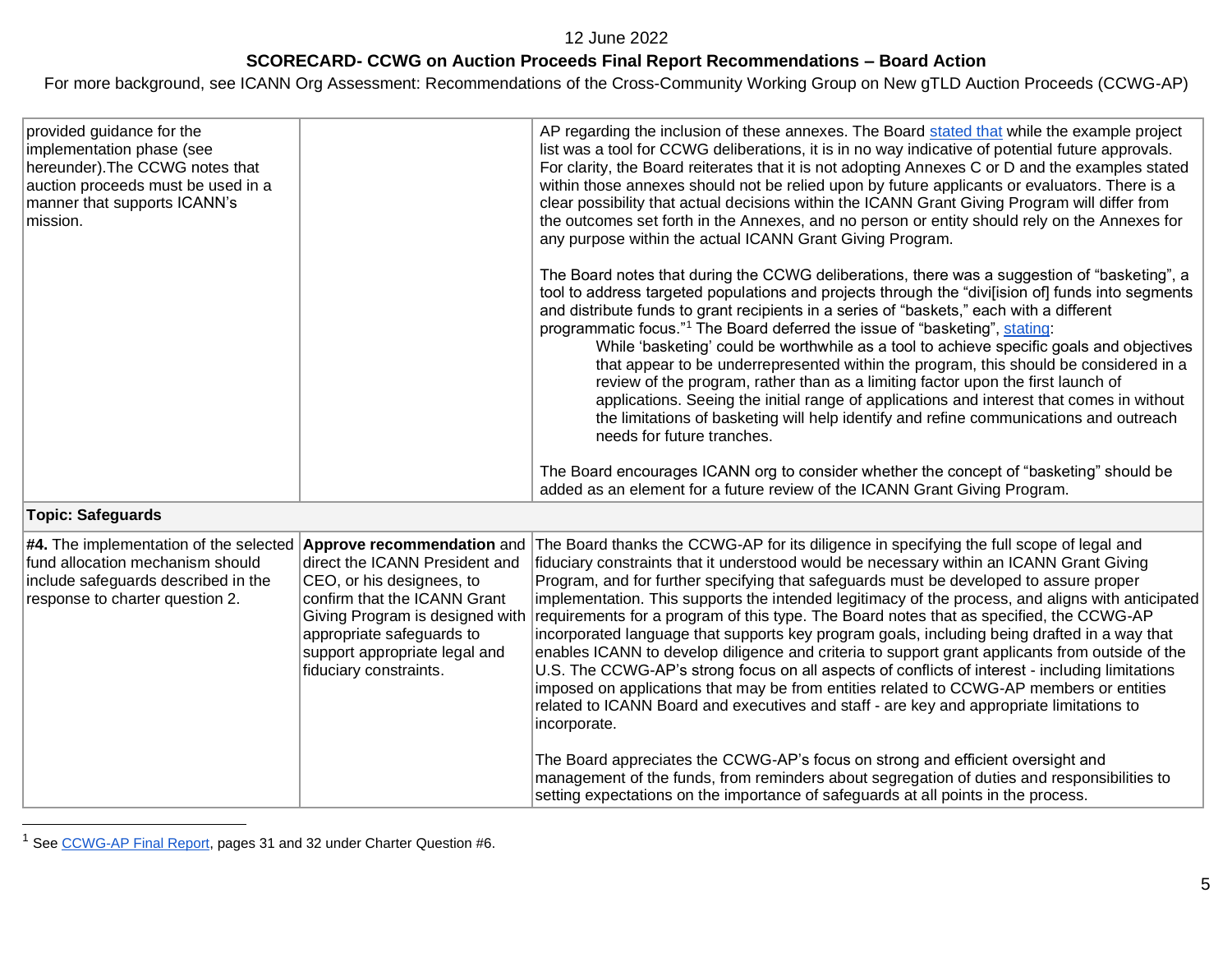| | | |
|---|---|---|
| provided guidance for the implementation phase (see hereunder).The CCWG notes that auction proceeds must be used in a manner that supports ICANN's mission. | | AP regarding the inclusion of these annexes. The Board stated that while the example project list was a tool for CCWG deliberations, it is in no way indicative of potential future approvals. For clarity, the Board reiterates that it is not adopting Annexes C or D and the examples stated within those annexes should not be relied upon by future applicants or evaluators. There is a clear possibility that actual decisions within the ICANN Grant Giving Program will differ from the outcomes set forth in the Annexes, and no person or entity should rely on the Annexes for any purpose within the actual ICANN Grant Giving Program.<br><br>The Board notes that during the CCWG deliberations, there was a suggestion of "basketing", a tool to address targeted populations and projects through the "divi[ision of] funds into segments and distribute funds to grant recipients in a series of "baskets," each with a different programmatic focus."[1] The Board deferred the issue of "basketing", stating:<br><br>While 'basketing' could be worthwhile as a tool to achieve specific goals and objectives that appear to be underrepresented within the program, this should be considered in a review of the program, rather than as a limiting factor upon the first launch of applications. Seeing the initial range of applications and interest that comes in without the limitations of basketing will help identify and refine communications and outreach needs for future tranches.<br><br>The Board encourages ICANN org to consider whether the concept of "basketing" should be added as an element for a future review of the ICANN Grant Giving Program. |
| **Topic: Safeguards** | | |
| **#4.** The implementation of the selected fund allocation mechanism should include safeguards described in the response to charter question 2. | **Approve recommendation** and direct the ICANN President and CEO, or his designees, to confirm that the ICANN Grant Giving Program is designed with appropriate safeguards to support appropriate legal and fiduciary constraints. | The Board thanks the CCWG-AP for its diligence in specifying the full scope of legal and fiduciary constraints that it understood would be necessary within an ICANN Grant Giving Program, and for further specifying that safeguards must be developed to assure proper implementation. This supports the intended legitimacy of the process, and aligns with anticipated requirements for a program of this type. The Board notes that as specified, the CCWG-AP incorporated language that supports key program goals, including being drafted in a way that enables ICANN to develop diligence and criteria to support grant applicants from outside of the U.S. The CCWG-AP's strong focus on all aspects of conflicts of interest - including limitations imposed on applications that may be from entities related to CCWG-AP members or entities related to ICANN Board and executives and staff - are key and appropriate limitations to incorporate.<br><br>The Board appreciates the CCWG-AP's focus on strong and efficient oversight and management of the funds, from reminders about segregation of duties and responsibilities to setting expectations on the importance of safeguards at all points in the process. |

[1] See CCWG-AP Final Report, pages 31 and 32 under Charter Question #6.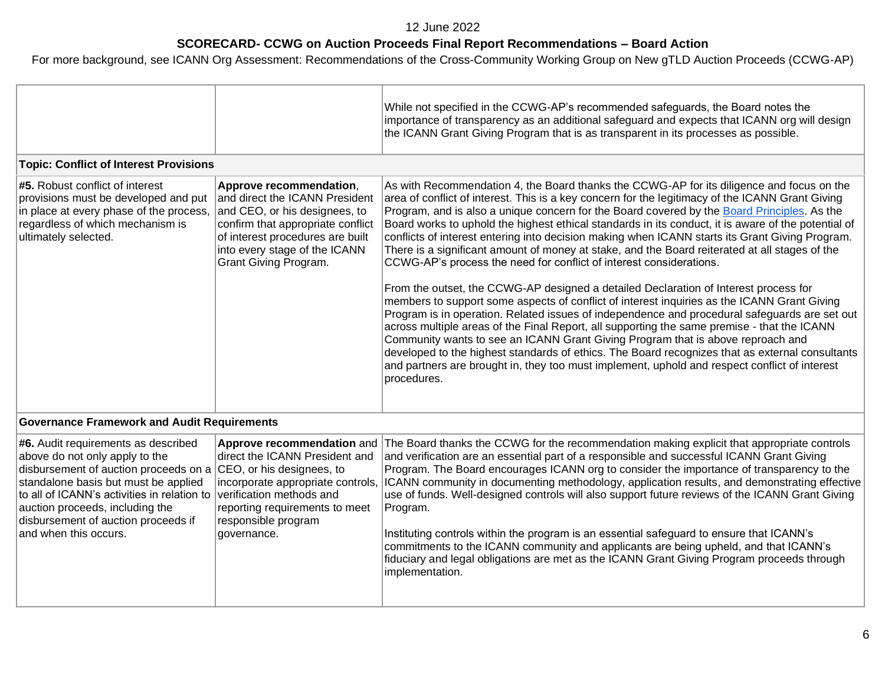| | | |
|---|---|---|
| | | While not specified in the CCWG-AP's recommended safeguards, the Board notes the importance of transparency as an additional safeguard and expects that ICANN org will design the ICANN Grant Giving Program that is as transparent in its processes as possible. |
| **Topic: Conflict of Interest Provisions** | | |
| **#5.** Robust conflict of interest provisions must be developed and put in place at every phase of the process, regardless of which mechanism is ultimately selected. | **Approve recommendation**, and direct the ICANN President and CEO, or his designees, to confirm that appropriate conflict of interest procedures are built into every stage of the ICANN Grant Giving Program. | As with Recommendation 4, the Board thanks the CCWG-AP for its diligence and focus on the area of conflict of interest. This is a key concern for the legitimacy of the ICANN Grant Giving Program, and is also a unique concern for the Board covered by the Board Principles. As the Board works to uphold the highest ethical standards in its conduct, it is aware of the potential of conflicts of interest entering into decision making when ICANN starts its Grant Giving Program. There is a significant amount of money at stake, and the Board reiterated at all stages of the CCWG-AP's process the need for conflict of interest considerations.<br><br>From the outset, the CCWG-AP designed a detailed Declaration of Interest process for members to support some aspects of conflict of interest inquiries as the ICANN Grant Giving Program is in operation. Related issues of independence and procedural safeguards are set out across multiple areas of the Final Report, all supporting the same premise - that the ICANN Community wants to see an ICANN Grant Giving Program that is above reproach and developed to the highest standards of ethics. The Board recognizes that as external consultants and partners are brought in, they too must implement, uphold and respect conflict of interest procedures. |
| **Governance Framework and Audit Requirements** | | |
| **#6.** Audit requirements as described above do not only apply to the disbursement of auction proceeds on a standalone basis but must be applied to all of ICANN's activities in relation to auction proceeds, including the disbursement of auction proceeds if and when this occurs. | **Approve recommendation** and direct the ICANN President and CEO, or his designees, to incorporate appropriate controls, verification methods and reporting requirements to meet responsible program governance. | The Board thanks the CCWG for the recommendation making explicit that appropriate controls and verification are an essential part of a responsible and successful ICANN Grant Giving Program. The Board encourages ICANN org to consider the importance of transparency to the ICANN community in documenting methodology, application results, and demonstrating effective use of funds. Well-designed controls will also support future reviews of the ICANN Grant Giving Program.<br><br>Instituting controls within the program is an essential safeguard to ensure that ICANN's commitments to the ICANN community and applicants are being upheld, and that ICANN's fiduciary and legal obligations are met as the ICANN Grant Giving Program proceeds through implementation. |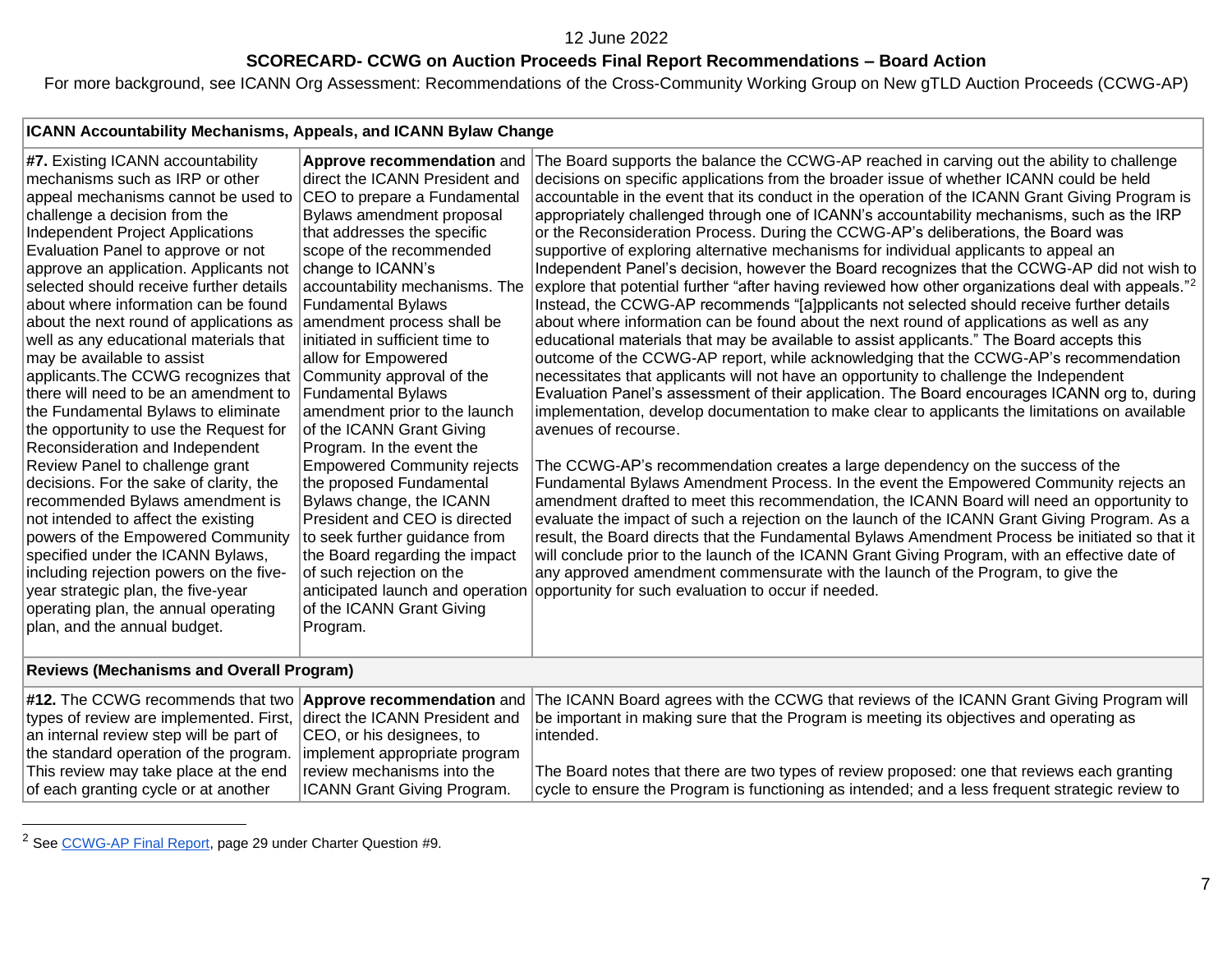12 June 2022

**SCORECARD- CCWG on Auction Proceeds Final Report Recommendations – Board Action**

For more background, see ICANN Org Assessment: Recommendations of the Cross-Community Working Group on New gTLD Auction Proceeds (CCWG-AP)

| **ICANN Accountability Mechanisms, Appeals, and ICANN Bylaw Change** | | |
|---|---|---|
| **#7.** Existing ICANN accountability mechanisms such as IRP or other appeal mechanisms cannot be used to challenge a decision from the Independent Project Applications Evaluation Panel to approve or not approve an application. Applicants not selected should receive further details about where information can be found about the next round of applications as well as any educational materials that may be available to assist applicants.The CCWG recognizes that there will need to be an amendment to the Fundamental Bylaws to eliminate the opportunity to use the Request for Reconsideration and Independent Review Panel to challenge grant decisions. For the sake of clarity, the recommended Bylaws amendment is not intended to affect the existing powers of the Empowered Community specified under the ICANN Bylaws, including rejection powers on the five-year strategic plan, the five-year operating plan, the annual operating plan, and the annual budget. | **Approve recommendation** and direct the ICANN President and CEO to prepare a Fundamental Bylaws amendment proposal that addresses the specific scope of the recommended change to ICANN's accountability mechanisms. The Fundamental Bylaws amendment process shall be initiated in sufficient time to allow for Empowered Community approval of the Fundamental Bylaws amendment prior to the launch of the ICANN Grant Giving Program. In the event the Empowered Community rejects the proposed Fundamental Bylaws change, the ICANN President and CEO is directed to seek further guidance from the Board regarding the impact of such rejection on the anticipated launch and operation of the ICANN Grant Giving Program. | The Board supports the balance the CCWG-AP reached in carving out the ability to challenge decisions on specific applications from the broader issue of whether ICANN could be held accountable in the event that its conduct in the operation of the ICANN Grant Giving Program is appropriately challenged through one of ICANN's accountability mechanisms, such as the IRP or the Reconsideration Process. During the CCWG-AP's deliberations, the Board was supportive of exploring alternative mechanisms for individual applicants to appeal an Independent Panel's decision, however the Board recognizes that the CCWG-AP did not wish to explore that potential further "after having reviewed how other organizations deal with appeals."[2] Instead, the CCWG-AP recommends "[a]pplicants not selected should receive further details about where information can be found about the next round of applications as well as any educational materials that may be available to assist applicants." The Board accepts this outcome of the CCWG-AP report, while acknowledging that the CCWG-AP's recommendation necessitates that applicants will not have an opportunity to challenge the Independent Evaluation Panel's assessment of their application. The Board encourages ICANN org to, during implementation, develop documentation to make clear to applicants the limitations on available avenues of recourse.<br><br>The CCWG-AP's recommendation creates a large dependency on the success of the Fundamental Bylaws Amendment Process. In the event the Empowered Community rejects an amendment drafted to meet this recommendation, the ICANN Board will need an opportunity to evaluate the impact of such a rejection on the launch of the ICANN Grant Giving Program. As a result, the Board directs that the Fundamental Bylaws Amendment Process be initiated so that it will conclude prior to the launch of the ICANN Grant Giving Program, with an effective date of any approved amendment commensurate with the launch of the Program, to give the opportunity for such evaluation to occur if needed. |
| **Reviews (Mechanisms and Overall Program)** | | |
| **#12.** The CCWG recommends that two types of review are implemented. First, an internal review step will be part of the standard operation of the program. This review may take place at the end of each granting cycle or at another | **Approve recommendation** and direct the ICANN President and CEO, or his designees, to implement appropriate program review mechanisms into the ICANN Grant Giving Program. | The ICANN Board agrees with the CCWG that reviews of the ICANN Grant Giving Program will be important in making sure that the Program is meeting its objectives and operating as intended.<br><br>The Board notes that there are two types of review proposed: one that reviews each granting cycle to ensure the Program is functioning as intended; and a less frequent strategic review to |

[2] See CCWG-AP Final Report, page 29 under Charter Question #9.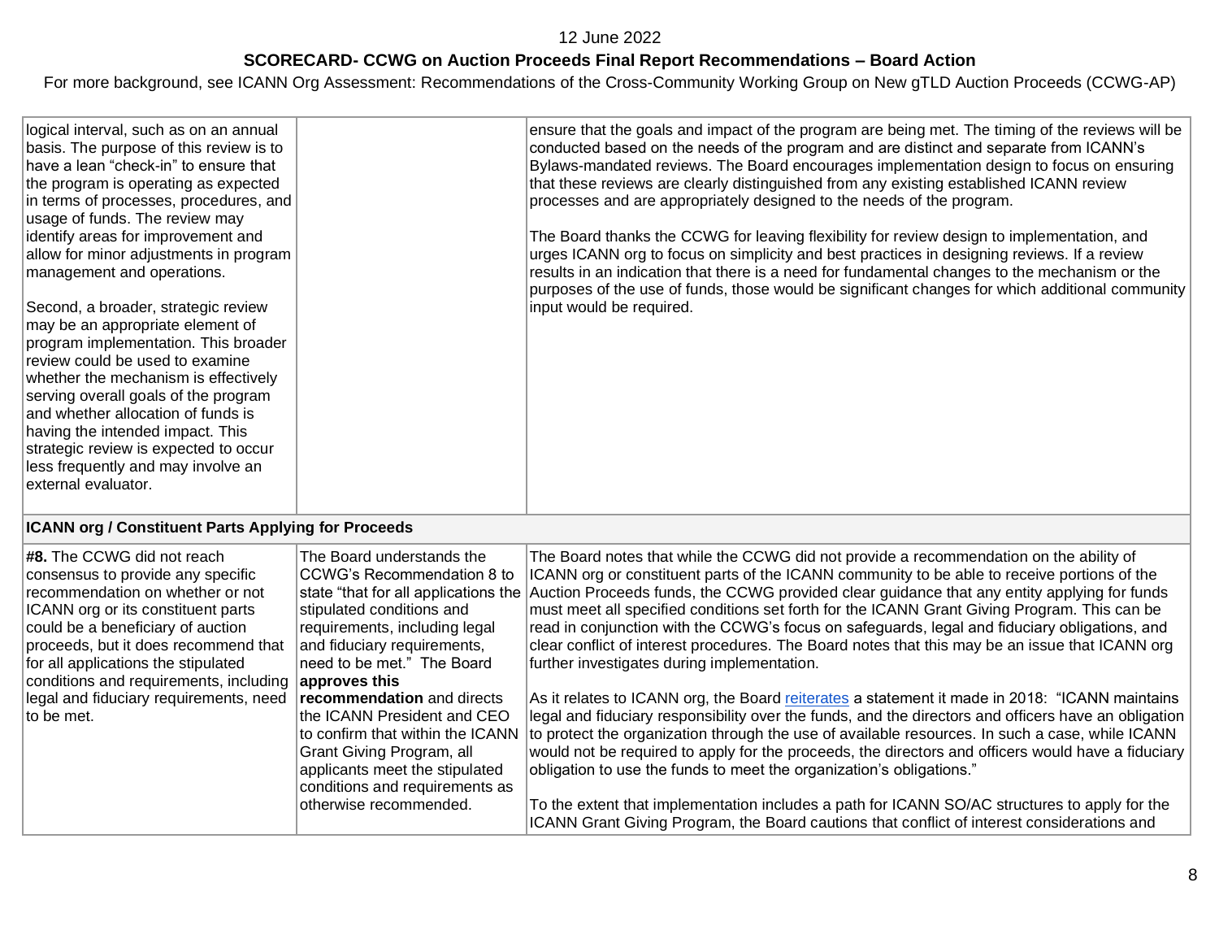| | | |
|---|---|---|
| logical interval, such as on an annual basis. The purpose of this review is to have a lean “check-in” to ensure that the program is operating as expected in terms of processes, procedures, and usage of funds. The review may identify areas for improvement and allow for minor adjustments in program management and operations.<br><br>Second, a broader, strategic review may be an appropriate element of program implementation. This broader review could be used to examine whether the mechanism is effectively serving overall goals of the program and whether allocation of funds is having the intended impact. This strategic review is expected to occur less frequently and may involve an external evaluator. | | ensure that the goals and impact of the program are being met. The timing of the reviews will be conducted based on the needs of the program and are distinct and separate from ICANN's Bylaws-mandated reviews. The Board encourages implementation design to focus on ensuring that these reviews are clearly distinguished from any existing established ICANN review processes and are appropriately designed to the needs of the program.<br><br>The Board thanks the CCWG for leaving flexibility for review design to implementation, and urges ICANN org to focus on simplicity and best practices in designing reviews. If a review results in an indication that there is a need for fundamental changes to the mechanism or the purposes of the use of funds, those would be significant changes for which additional community input would be required. |
| **ICANN org / Constituent Parts Applying for Proceeds** | | |
| **#8.** The CCWG did not reach consensus to provide any specific recommendation on whether or not ICANN org or its constituent parts could be a beneficiary of auction proceeds, but it does recommend that for all applications the stipulated conditions and requirements, including legal and fiduciary requirements, need to be met. | The Board understands the CCWG's Recommendation 8 to state “that for all applications the stipulated conditions and requirements, including legal and fiduciary requirements, need to be met.” The Board **approves this recommendation** and directs the ICANN President and CEO to confirm that within the ICANN Grant Giving Program, all applicants meet the stipulated conditions and requirements as otherwise recommended. | The Board notes that while the CCWG did not provide a recommendation on the ability of ICANN org or constituent parts of the ICANN community to be able to receive portions of the Auction Proceeds funds, the CCWG provided clear guidance that any entity applying for funds must meet all specified conditions set forth for the ICANN Grant Giving Program. This can be read in conjunction with the CCWG's focus on safeguards, legal and fiduciary obligations, and clear conflict of interest procedures. The Board notes that this may be an issue that ICANN org further investigates during implementation.<br><br>As it relates to ICANN org, the Board reiterates a statement it made in 2018: “ICANN maintains legal and fiduciary responsibility over the funds, and the directors and officers have an obligation to protect the organization through the use of available resources. In such a case, while ICANN would not be required to apply for the proceeds, the directors and officers would have a fiduciary obligation to use the funds to meet the organization's obligations.”<br><br>To the extent that implementation includes a path for ICANN SO/AC structures to apply for the ICANN Grant Giving Program, the Board cautions that conflict of interest considerations and |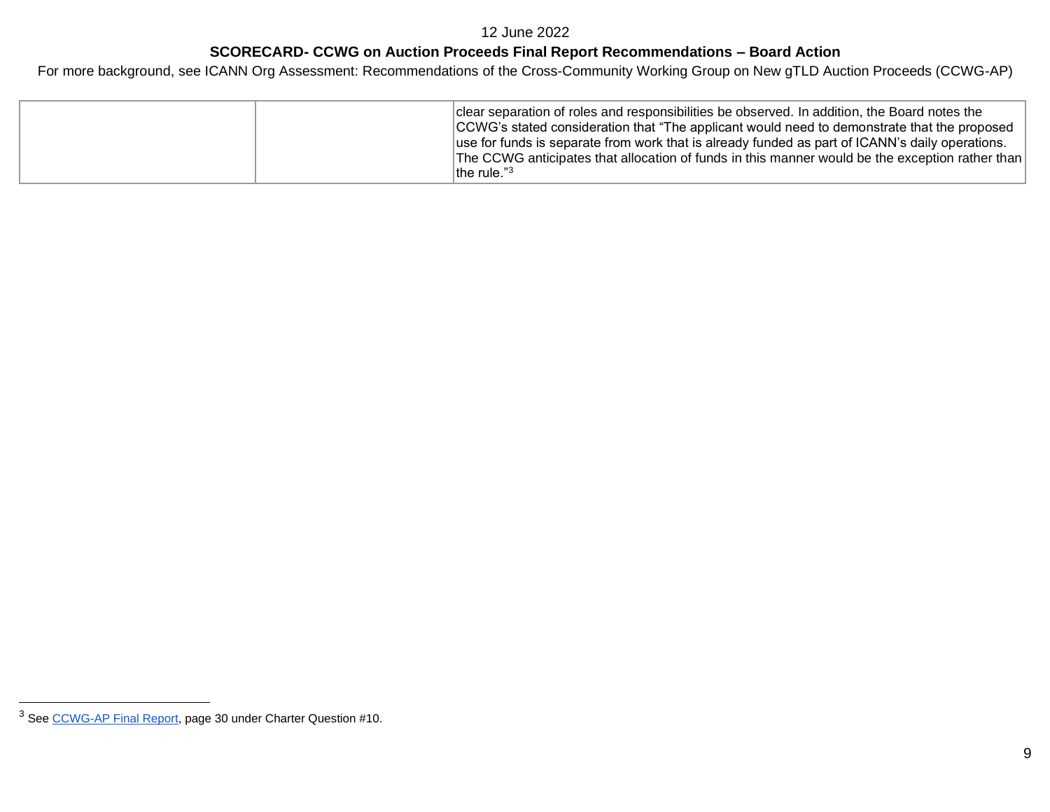| | | |
|---|---|---|
| | | clear separation of roles and responsibilities be observed. In addition, the Board notes the CCWG's stated consideration that "The applicant would need to demonstrate that the proposed use for funds is separate from work that is already funded as part of ICANN's daily operations. The CCWG anticipates that allocation of funds in this manner would be the exception rather than the rule."[3] |

[3] See CCWG-AP Final Report, page 30 under Charter Question #10.